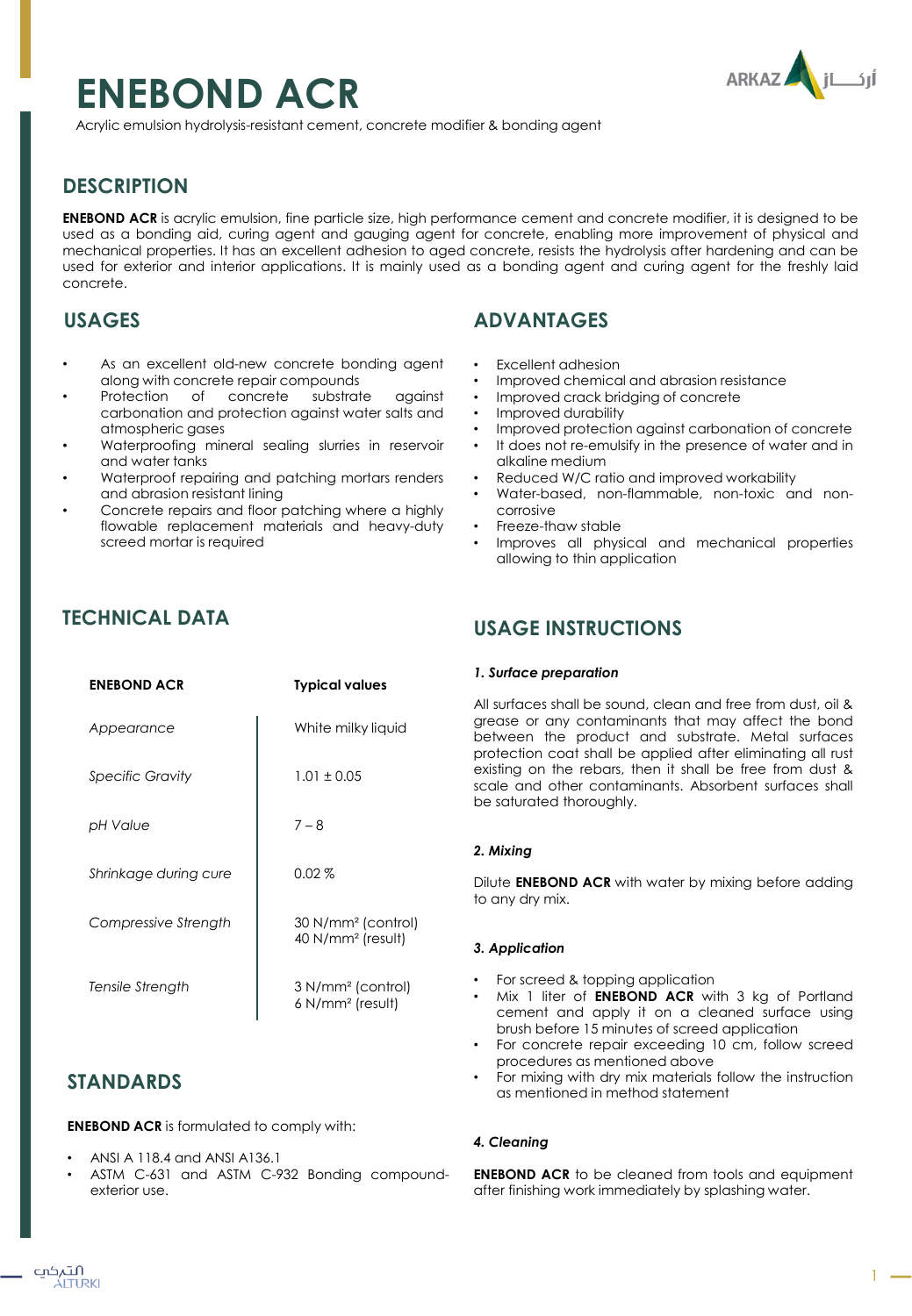# ENEBOND ACR

Acrylic emulsion hydrolysis-resistant cement, concrete modifier & bonding agent

## DESCRIPTION

**ENEBOND ACR** is acrylic emulsion, fine particle size, high performance cement and concrete modifier, it is designed to be used as a bonding aid, curing agent and gauging agent for concrete, enabling more improvement of physical and mechanical properties. It has an excellent adhesion to aged concrete, resists the hydrolysis after hardening and can be used for exterior and interior applications. It is mainly used as a bonding agent and curing agent for the freshly laid concrete.

## USAGES

- As an excellent old-new concrete bonding agent along with concrete repair compounds
- Protection of concrete substrate against carbonation and protection against water salts and atmospheric gases
- Waterproofing mineral sealing slurries in reservoir and water tanks
- Waterproof repairing and patching mortars renders and abrasion resistant lining
- Concrete repairs and floor patching where a highly flowable replacement materials and heavy-duty screed mortar is required

## ADVANTAGES

- Excellent adhesion
- Improved chemical and abrasion resistance
- Improved crack bridging of concrete
- Improved durability
- Improved protection against carbonation of concrete
- It does not re-emulsify in the presence of water and in alkaline medium
- Reduced W/C ratio and improved workability
- Water-based, non-flammable, non-toxic and non-corrosive
- Freeze-thaw stable
- Improves all physical and mechanical properties allowing to thin application

## TECHNICAL DATA

| ENEBOND ACR | Typical values |
|---|---|
| *Appearance* | White milky liquid |
| *Specific Gravity* | 1.01 ± 0.05 |
| *pH Value* | 7 – 8 |
| *Shrinkage during cure* | 0.02 % |
| *Compressive Strength* | 30 N/mm² (control)<br>40 N/mm² (result) |
| *Tensile Strength* | 3 N/mm² (control)<br>6 N/mm² (result) |

## STANDARDS

**ENEBOND ACR** is formulated to comply with:

- ANSI A 118.4 and ANSI A136.1
- ASTM C-631 and ASTM C-932 Bonding compound-exterior use.

## USAGE INSTRUCTIONS

### *1. Surface preparation*

All surfaces shall be sound, clean and free from dust, oil & grease or any contaminants that may affect the bond between the product and substrate. Metal surfaces protection coat shall be applied after eliminating all rust existing on the rebars, then it shall be free from dust & scale and other contaminants. Absorbent surfaces shall be saturated thoroughly.

### *2. Mixing*

Dilute **ENEBOND ACR** with water by mixing before adding to any dry mix.

### *3. Application*

- For screed & topping application
- Mix 1 liter of **ENEBOND ACR** with 3 kg of Portland cement and apply it on a cleaned surface using brush before 15 minutes of screed application
- For concrete repair exceeding 10 cm, follow screed procedures as mentioned above
- For mixing with dry mix materials follow the instruction as mentioned in method statement

### *4. Cleaning*

**ENEBOND ACR** to be cleaned from tools and equipment after finishing work immediately by splashing water.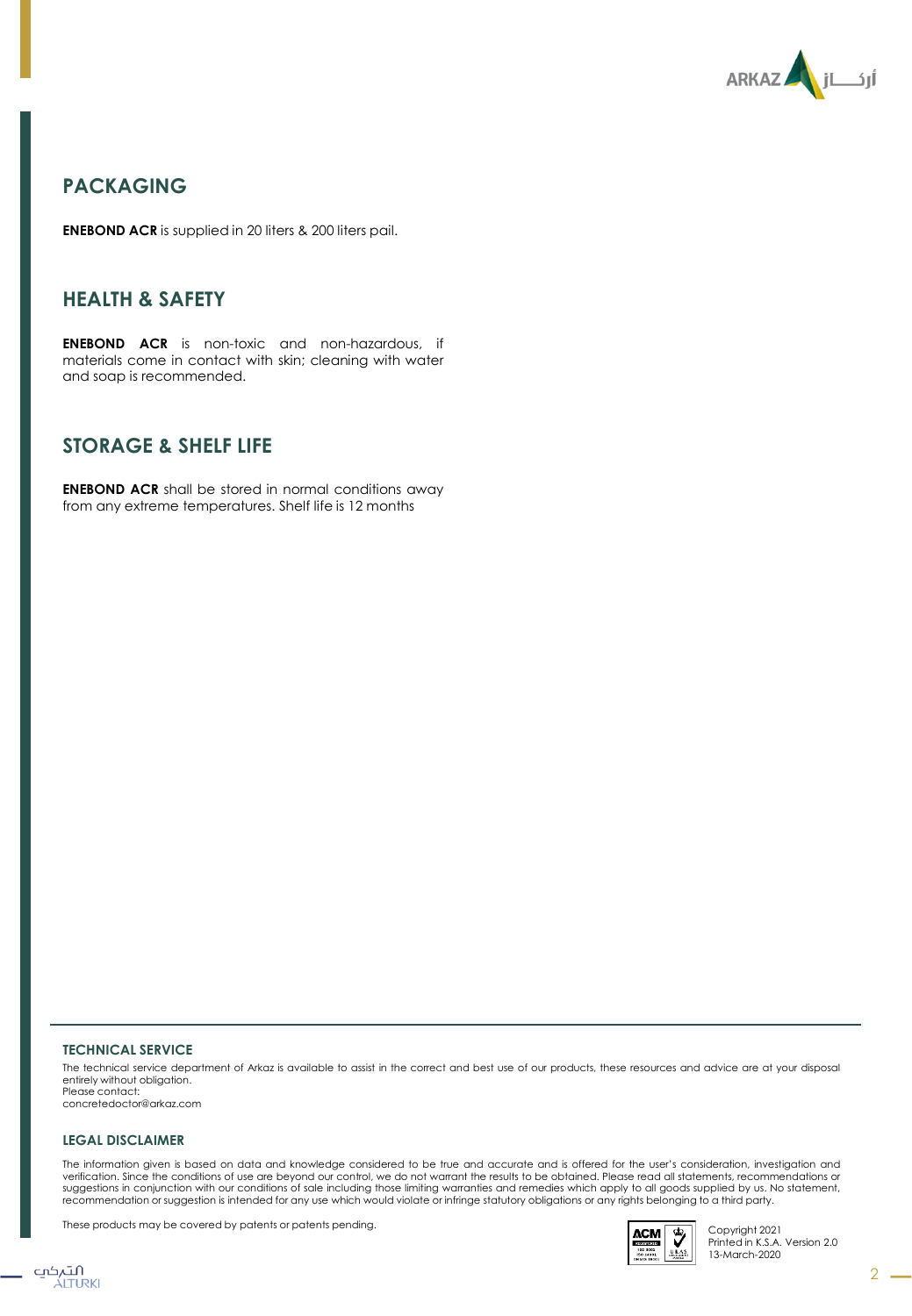## PACKAGING

**ENEBOND ACR** is supplied in 20 liters & 200 liters pail.

## HEALTH & SAFETY

**ENEBOND ACR** is non-toxic and non-hazardous, if materials come in contact with skin; cleaning with water and soap is recommended.

## STORAGE & SHELF LIFE

**ENEBOND ACR** shall be stored in normal conditions away from any extreme temperatures. Shelf life is 12 months

### TECHNICAL SERVICE

The technical service department of Arkaz is available to assist in the correct and best use of our products, these resources and advice are at your disposal entirely without obligation.
Please contact:
concretedoctor@arkaz.com

### LEGAL DISCLAIMER

The information given is based on data and knowledge considered to be true and accurate and is offered for the user's consideration, investigation and verification. Since the conditions of use are beyond our control, we do not warrant the results to be obtained. Please read all statements, recommendations or suggestions in conjunction with our conditions of sale including those limiting warranties and remedies which apply to all goods supplied by us. No statement, recommendation or suggestion is intended for any use which would violate or infringe statutory obligations or any rights belonging to a third party.

These products may be covered by patents or patents pending.

Copyright 2021
Printed in K.S.A. Version 2.0
13-March-2020